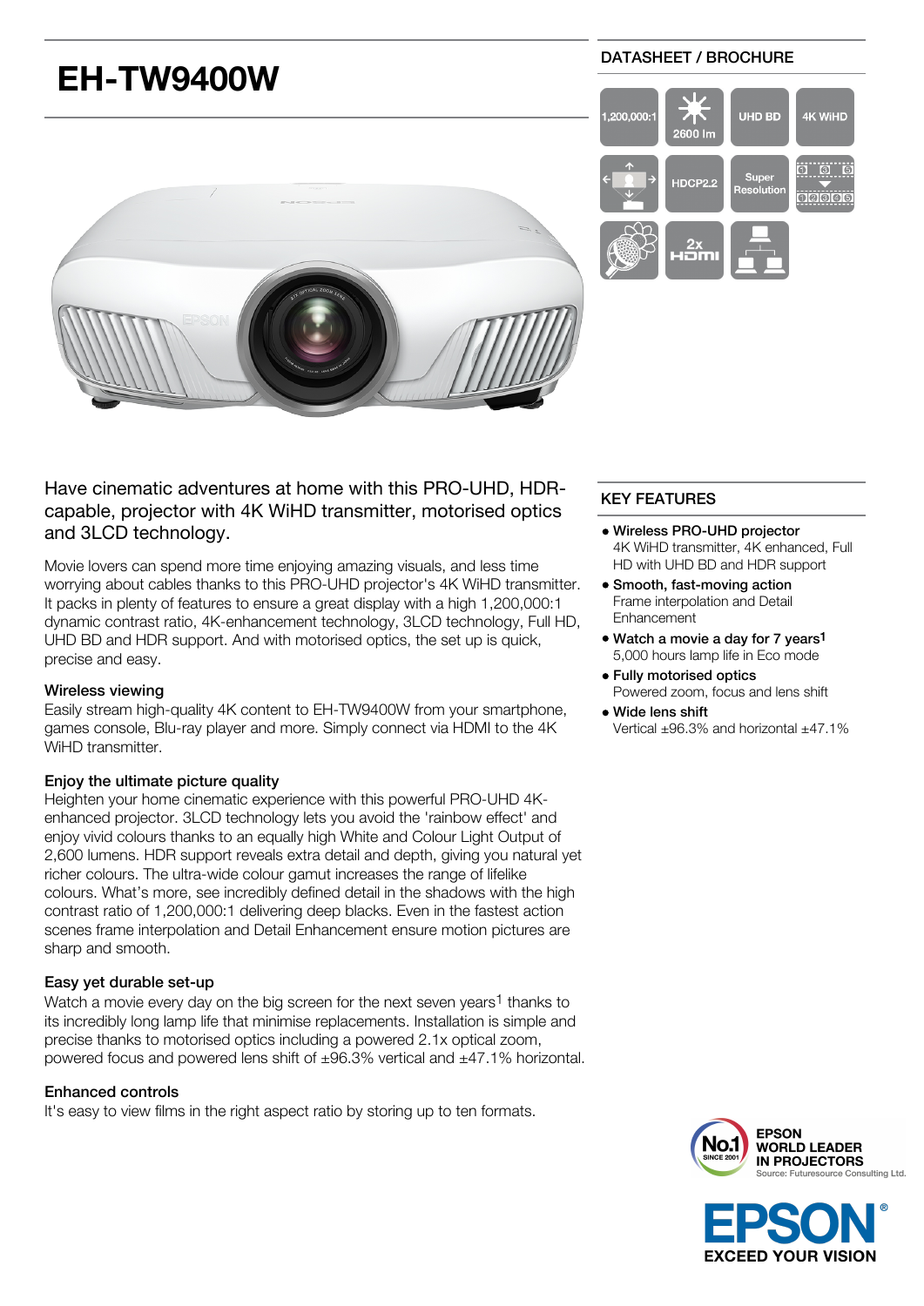# EH-TW9400W

DATASHEET / BROCHURE

## Have cinematic adventures at home with this PRO-UHD, HDR-capable, projector with 4K WiHD transmitter, motorised optics and 3LCD technology.

Movie lovers can spend more time enjoying amazing visuals, and less time worrying about cables thanks to this PRO-UHD projector's 4K WiHD transmitter. It packs in plenty of features to ensure a great display with a high 1,200,000:1 dynamic contrast ratio, 4K-enhancement technology, 3LCD technology, Full HD, UHD BD and HDR support. And with motorised optics, the set up is quick, precise and easy.

### Wireless viewing

Easily stream high-quality 4K content to EH-TW9400W from your smartphone, games console, Blu-ray player and more. Simply connect via HDMI to the 4K WiHD transmitter.

### Enjoy the ultimate picture quality

Heighten your home cinematic experience with this powerful PRO-UHD 4K-enhanced projector. 3LCD technology lets you avoid the 'rainbow effect' and enjoy vivid colours thanks to an equally high White and Colour Light Output of 2,600 lumens. HDR support reveals extra detail and depth, giving you natural yet richer colours. The ultra-wide colour gamut increases the range of lifelike colours. What's more, see incredibly defined detail in the shadows with the high contrast ratio of 1,200,000:1 delivering deep blacks. Even in the fastest action scenes frame interpolation and Detail Enhancement ensure motion pictures are sharp and smooth.

### Easy yet durable set-up

Watch a movie every day on the big screen for the next seven years[1] thanks to its incredibly long lamp life that minimise replacements. Installation is simple and precise thanks to motorised optics including a powered 2.1x optical zoom, powered focus and powered lens shift of ±96.3% vertical and ±47.1% horizontal.

### Enhanced controls

It's easy to view films in the right aspect ratio by storing up to ten formats.

## KEY FEATURES

- **Wireless PRO-UHD projector**
  4K WiHD transmitter, 4K enhanced, Full HD with UHD BD and HDR support
- **Smooth, fast-moving action**
  Frame interpolation and Detail Enhancement
- **Watch a movie a day for 7 years[1]**
  5,000 hours lamp life in Eco mode
- **Fully motorised optics**
  Powered zoom, focus and lens shift
- **Wide lens shift**
  Vertical ±96.3% and horizontal ±47.1%

EPSON WORLD LEADER IN PROJECTORS
Source: Futuresource Consulting Ltd.

EPSON EXCEED YOUR VISION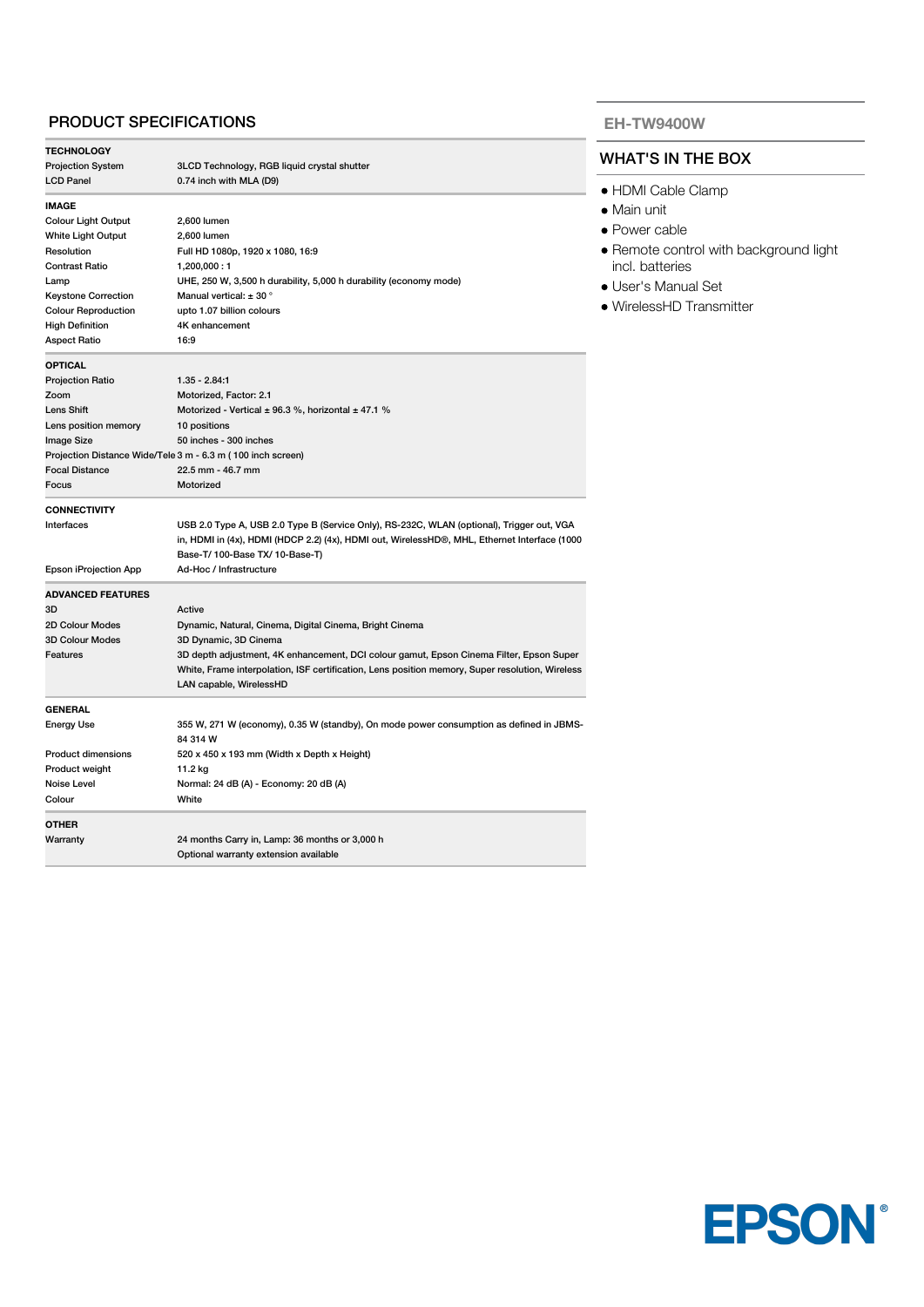## PRODUCT SPECIFICATIONS

| TECHNOLOGY | |
|---|---|
| Projection System | 3LCD Technology, RGB liquid crystal shutter |
| LCD Panel | 0.74 inch with MLA (D9) |

| IMAGE | |
|---|---|
| Colour Light Output | 2,600 lumen |
| White Light Output | 2,600 lumen |
| Resolution | Full HD 1080p, 1920 x 1080, 16:9 |
| Contrast Ratio | 1,200,000 : 1 |
| Lamp | UHE, 250 W, 3,500 h durability, 5,000 h durability (economy mode) |
| Keystone Correction | Manual vertical: ± 30 ° |
| Colour Reproduction | upto 1.07 billion colours |
| High Definition | 4K enhancement |
| Aspect Ratio | 16:9 |

| OPTICAL | |
|---|---|
| Projection Ratio | 1.35 - 2.84:1 |
| Zoom | Motorized, Factor: 2.1 |
| Lens Shift | Motorized - Vertical ± 96.3 %, horizontal ± 47.1 % |
| Lens position memory | 10 positions |
| Image Size | 50 inches - 300 inches |
| Projection Distance Wide/Tele | 3 m - 6.3 m ( 100 inch screen) |
| Focal Distance | 22.5 mm - 46.7 mm |
| Focus | Motorized |

| CONNECTIVITY | |
|---|---|
| Interfaces | USB 2.0 Type A, USB 2.0 Type B (Service Only), RS-232C, WLAN (optional), Trigger out, VGA in, HDMI in (4x), HDMI (HDCP 2.2) (4x), HDMI out, WirelessHD®, MHL, Ethernet Interface (1000 Base-T/ 100-Base TX/ 10-Base-T) |
| Epson iProjection App | Ad-Hoc / Infrastructure |

| ADVANCED FEATURES | |
|---|---|
| 3D | Active |
| 2D Colour Modes | Dynamic, Natural, Cinema, Digital Cinema, Bright Cinema |
| 3D Colour Modes | 3D Dynamic, 3D Cinema |
| Features | 3D depth adjustment, 4K enhancement, DCI colour gamut, Epson Cinema Filter, Epson Super White, Frame interpolation, ISF certification, Lens position memory, Super resolution, Wireless LAN capable, WirelessHD |

| GENERAL | |
|---|---|
| Energy Use | 355 W, 271 W (economy), 0.35 W (standby), On mode power consumption as defined in JBMS-84 314 W |
| Product dimensions | 520 x 450 x 193 mm (Width x Depth x Height) |
| Product weight | 11.2 kg |
| Noise Level | Normal: 24 dB (A) - Economy: 20 dB (A) |
| Colour | White |

| OTHER | |
|---|---|
| Warranty | 24 months Carry in, Lamp: 36 months or 3,000 h<br>Optional warranty extension available |

## EH-TW9400W

## WHAT'S IN THE BOX

- HDMI Cable Clamp
- Main unit
- Power cable
- Remote control with background light incl. batteries
- User's Manual Set
- WirelessHD Transmitter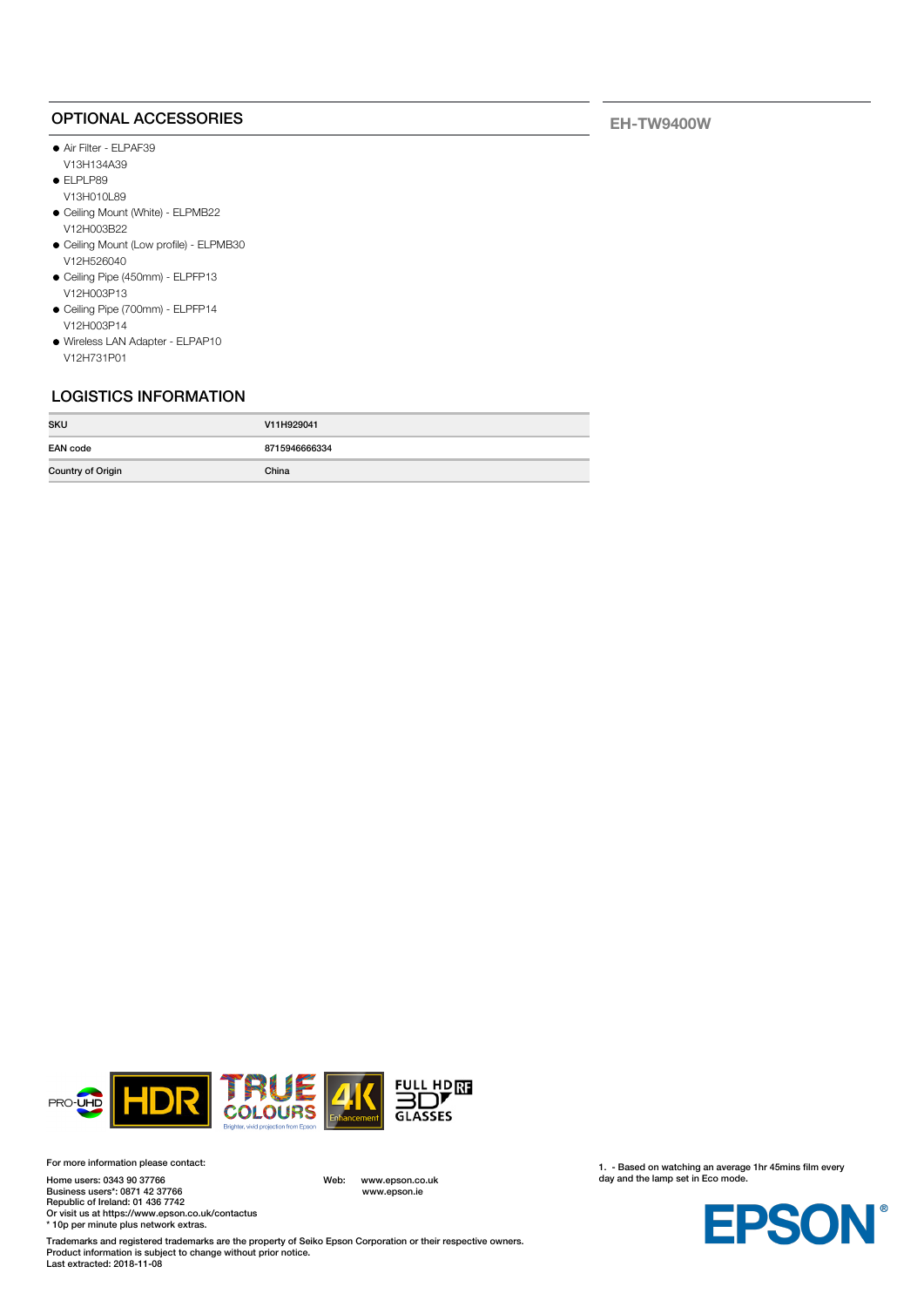## OPTIONAL ACCESSORIES

- Air Filter - ELPAF39
  V13H134A39
- ELPLP89
  V13H010L89
- Ceiling Mount (White) - ELPMB22
  V12H003B22
- Ceiling Mount (Low profile) - ELPMB30
  V12H526040
- Ceiling Pipe (450mm) - ELPFP13
  V12H003P13
- Ceiling Pipe (700mm) - ELPFP14
  V12H003P14
- Wireless LAN Adapter - ELPAP10
  V12H731P01

## LOGISTICS INFORMATION

| | |
|---|---|
| SKU | V11H929041 |
| EAN code | 8715946666334 |
| Country of Origin | China |

EH-TW9400W

PRO-UHD HDR TRUE COLOURS Brighter, vivid projection from Epson 4K Enhancement FULL HD 3D RF GLASSES

For more information please contact:

Home users: 0343 90 37766
Business users*: 0871 42 37766
Republic of Ireland: 01 436 7742
Or visit us at https://www.epson.co.uk/contactus
* 10p per minute plus network extras.

Web: www.epson.co.uk
www.epson.ie

1. - Based on watching an average 1hr 45mins film every day and the lamp set in Eco mode.

Trademarks and registered trademarks are the property of Seiko Epson Corporation or their respective owners.
Product information is subject to change without prior notice.
Last extracted: 2018-11-08

EPSON®